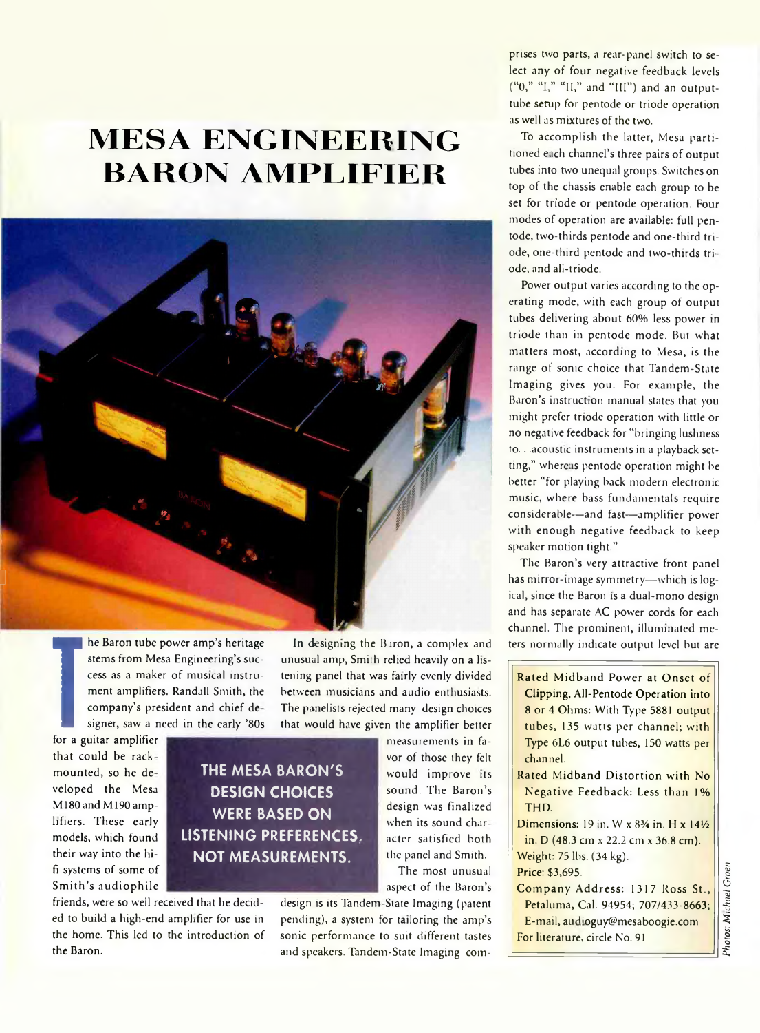# MESA ENGINEERING BARON AMPLIFIER

The Baron tube power amp's heritage stems from Mesa Engineering's success as a maker of musical instrument amplifiers. Randall Smith, the company's president and chief designer, saw a need in the early '80s for a guitar amplifier that could be rack-mounted, so he developed the Mesa M180 and M190 amplifiers. These early models, which found their way into the hi-fi systems of some of Smith's audiophile friends, were so well received that he decided to build a high-end amplifier for use in the home. This led to the introduction of the Baron.

**THE MESA BARON'S DESIGN CHOICES WERE BASED ON LISTENING PREFERENCES, NOT MEASUREMENTS.**

In designing the Baron, a complex and unusual amp, Smith relied heavily on a listening panel that was fairly evenly divided between musicians and audio enthusiasts. The panelists rejected many design choices that would have given the amplifier better measurements in favor of those they felt would improve its sound. The Baron's design was finalized when its sound character satisfied both the panel and Smith.

The most unusual aspect of the Baron's design is its Tandem-State Imaging (patent pending), a system for tailoring the amp's sonic performance to suit different tastes and speakers. Tandem-State Imaging comprises two parts, a rear-panel switch to select any of four negative feedback levels ("0," "I," "II," and "III") and an output-tube setup for pentode or triode operation as well as mixtures of the two.

To accomplish the latter, Mesa partitioned each channel's three pairs of output tubes into two unequal groups. Switches on top of the chassis enable each group to be set for triode or pentode operation. Four modes of operation are available: full pentode, two-thirds pentode and one-third triode, one-third pentode and two-thirds triode, and all-triode.

Power output varies according to the operating mode, with each group of output tubes delivering about 60% less power in triode than in pentode mode. But what matters most, according to Mesa, is the range of sonic choice that Tandem-State Imaging gives you. For example, the Baron's instruction manual states that you might prefer triode operation with little or no negative feedback for "bringing lushness to. . .acoustic instruments in a playback setting," whereas pentode operation might be better "for playing back modern electronic music, where bass fundamentals require considerable—and fast—amplifier power with enough negative feedback to keep speaker motion tight."

The Baron's very attractive front panel has mirror-image symmetry—which is logical, since the Baron is a dual-mono design and has separate AC power cords for each channel. The prominent, illuminated meters normally indicate output level but are

---

**Rated Midband Power at Onset of Clipping, All-Pentode Operation into 8 or 4 Ohms:** With Type 5881 output tubes, 135 watts per channel; with Type 6L6 output tubes, 150 watts per channel.

**Rated Midband Distortion with No Negative Feedback:** Less than 1% THD.

**Dimensions:** 19 in. W x 8¾ in. H x 14½ in. D (48.3 cm x 22.2 cm x 36.8 cm).

**Weight:** 75 lbs. (34 kg).

**Price:** $3,695.

**Company Address:** 1317 Ross St., Petaluma, Cal. 94954; 707/433-8663; E-mail, audioguy@mesaboogie.com

For literature, circle No. 91

*Photos: Michael Groen*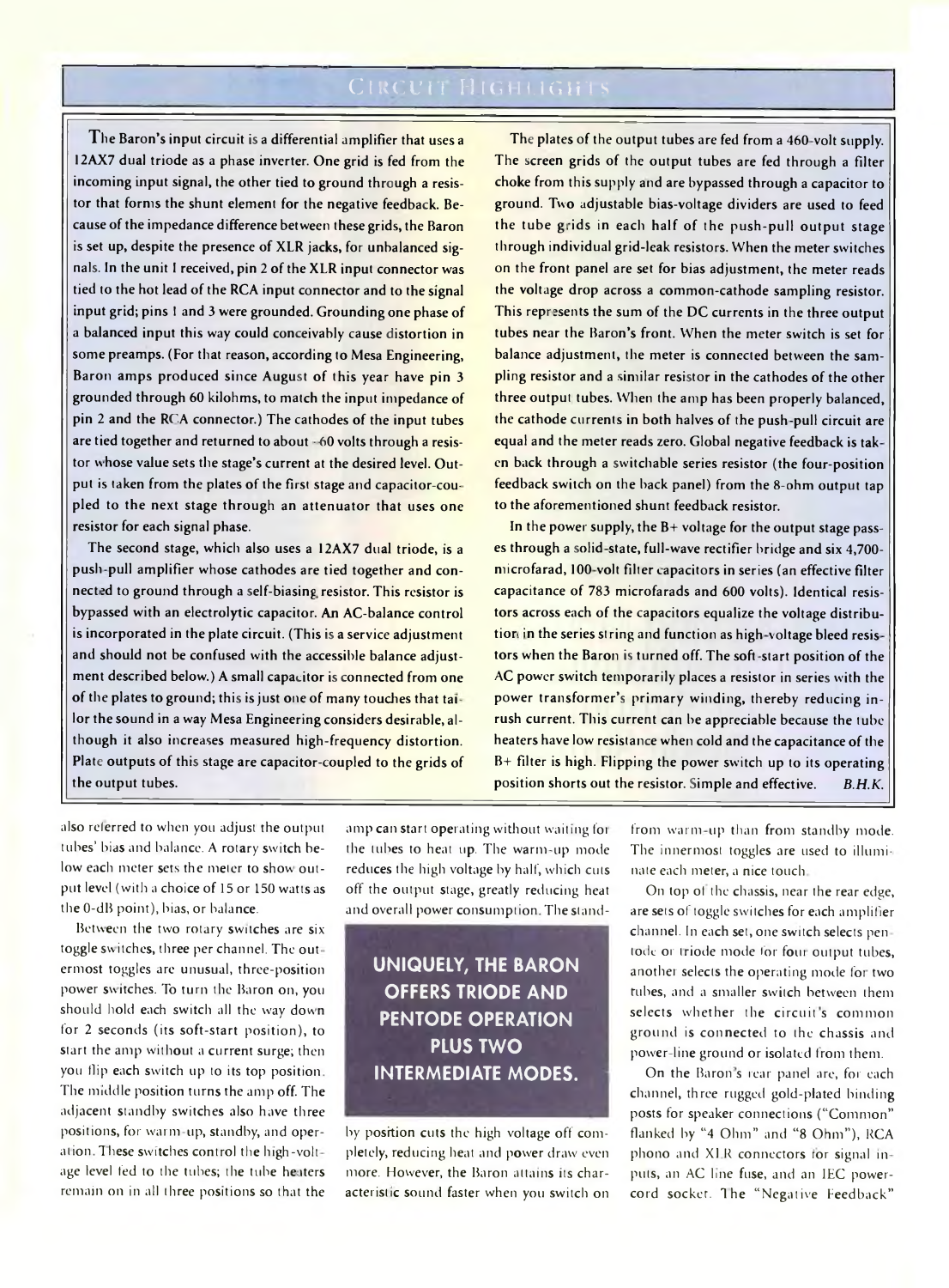## CIRCUIT HIGHLIGHTS

The Baron's input circuit is a differential amplifier that uses a 12AX7 dual triode as a phase inverter. One grid is fed from the incoming input signal, the other tied to ground through a resistor that forms the shunt element for the negative feedback. Because of the impedance difference between these grids, the Baron is set up, despite the presence of XLR jacks, for unbalanced signals. In the unit I received, pin 2 of the XLR input connector was tied to the hot lead of the RCA input connector and to the signal input grid; pins 1 and 3 were grounded. Grounding one phase of a balanced input this way could conceivably cause distortion in some preamps. (For that reason, according to Mesa Engineering, Baron amps produced since August of this year have pin 3 grounded through 60 kilohms, to match the input impedance of pin 2 and the RCA connector.) The cathodes of the input tubes are tied together and returned to about -60 volts through a resistor whose value sets the stage's current at the desired level. Output is taken from the plates of the first stage and capacitor-coupled to the next stage through an attenuator that uses one resistor for each signal phase.

The second stage, which also uses a 12AX7 dual triode, is a push-pull amplifier whose cathodes are tied together and connected to ground through a self-biasing resistor. This resistor is bypassed with an electrolytic capacitor. An AC-balance control is incorporated in the plate circuit. (This is a service adjustment and should not be confused with the accessible balance adjustment described below.) A small capacitor is connected from one of the plates to ground; this is just one of many touches that tailor the sound in a way Mesa Engineering considers desirable, although it also increases measured high-frequency distortion. Plate outputs of this stage are capacitor-coupled to the grids of the output tubes.

The plates of the output tubes are fed from a 460-volt supply. The screen grids of the output tubes are fed through a filter choke from this supply and are bypassed through a capacitor to ground. Two adjustable bias-voltage dividers are used to feed the tube grids in each half of the push-pull output stage through individual grid-leak resistors. When the meter switches on the front panel are set for bias adjustment, the meter reads the voltage drop across a common-cathode sampling resistor. This represents the sum of the DC currents in the three output tubes near the Baron's front. When the meter switch is set for balance adjustment, the meter is connected between the sampling resistor and a similar resistor in the cathodes of the other three output tubes. When the amp has been properly balanced, the cathode currents in both halves of the push-pull circuit are equal and the meter reads zero. Global negative feedback is taken back through a switchable series resistor (the four-position feedback switch on the back panel) from the 8-ohm output tap to the aforementioned shunt feedback resistor.

In the power supply, the B+ voltage for the output stage passes through a solid-state, full-wave rectifier bridge and six 4,700-microfarad, 100-volt filter capacitors in series (an effective filter capacitance of 783 microfarads and 600 volts). Identical resistors across each of the capacitors equalize the voltage distribution in the series string and function as high-voltage bleed resistors when the Baron is turned off. The soft-start position of the AC power switch temporarily places a resistor in series with the power transformer's primary winding, thereby reducing inrush current. This current can be appreciable because the tube heaters have low resistance when cold and the capacitance of the B+ filter is high. Flipping the power switch up to its operating position shorts out the resistor. Simple and effective. *B.H.K.*

also referred to when you adjust the output tubes' bias and balance. A rotary switch below each meter sets the meter to show output level (with a choice of 15 or 150 watts as the 0-dB point), bias, or balance.

Between the two rotary switches are six toggle switches, three per channel. The outermost toggles are unusual, three-position power switches. To turn the Baron on, you should hold each switch all the way down for 2 seconds (its soft-start position), to start the amp without a current surge; then you flip each switch up to its top position. The middle position turns the amp off. The adjacent standby switches also have three positions, for warm-up, standby, and operation. These switches control the high-voltage level fed to the tubes; the tube heaters remain on in all three positions so that the amp can start operating without waiting for the tubes to heat up. The warm-up mode reduces the high voltage by half, which cuts off the output stage, greatly reducing heat and overall power consumption. The standby position cuts the high voltage off completely, reducing heat and power draw even more. However, the Baron attains its characteristic sound faster when you switch on from warm-up than from standby mode. The innermost toggles are used to illuminate each meter, a nice touch.

**UNIQUELY, THE BARON OFFERS TRIODE AND PENTODE OPERATION PLUS TWO INTERMEDIATE MODES.**

On top of the chassis, near the rear edge, are sets of toggle switches for each amplifier channel. In each set, one switch selects pentode or triode mode for four output tubes, another selects the operating mode for two tubes, and a smaller switch between them selects whether the circuit's common ground is connected to the chassis and power-line ground or isolated from them.

On the Baron's rear panel are, for each channel, three rugged gold-plated binding posts for speaker connections ("Common" flanked by "4 Ohm" and "8 Ohm"), RCA phono and XLR connectors for signal inputs, an AC line fuse, and an IEC power-cord socket. The "Negative Feedback"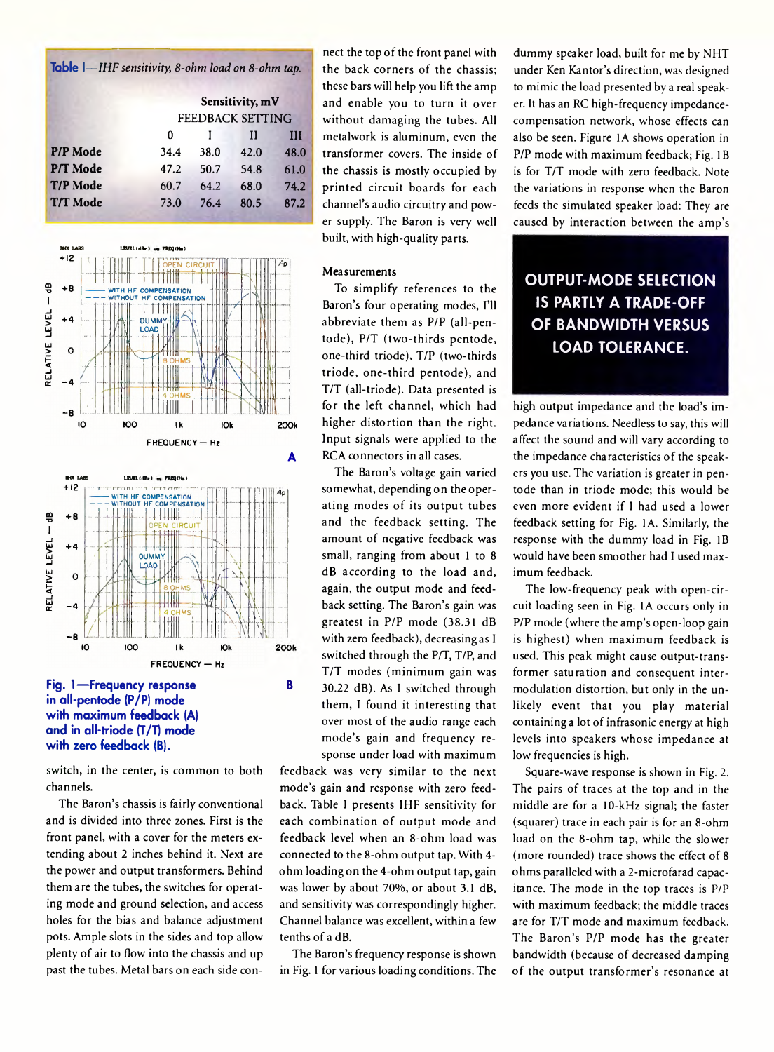**Table I—IHF sensitivity, 8-ohm load on 8-ohm tap.**

| | Sensitivity, mV | | | |
|---|---|---|---|---|
| | FEEDBACK SETTING | | | |
| | 0 | I | II | III |
| P/P Mode | 34.4 | 38.0 | 42.0 | 48.0 |
| P/T Mode | 47.2 | 50.7 | 54.8 | 61.0 |
| T/P Mode | 60.7 | 64.2 | 68.0 | 74.2 |
| T/T Mode | 73.0 | 76.4 | 80.5 | 87.2 |

**Fig. 1—Frequency response in all-pentode (P/P) mode with maximum feedback (A) and in all-triode (T/T) mode with zero feedback (B).**

switch, in the center, is common to both channels.

The Baron's chassis is fairly conventional and is divided into three zones. First is the front panel, with a cover for the meters extending about 2 inches behind it. Next are the power and output transformers. Behind them are the tubes, the switches for operating mode and ground selection, and access holes for the bias and balance adjustment pots. Ample slots in the sides and top allow plenty of air to flow into the chassis and up past the tubes. Metal bars on each side connect the top of the front panel with the back corners of the chassis; these bars will help you lift the amp and enable you to turn it over without damaging the tubes. All metalwork is aluminum, even the transformer covers. The inside of the chassis is mostly occupied by printed circuit boards for each channel's audio circuitry and power supply. The Baron is very well built, with high-quality parts.

### Measurements

To simplify references to the Baron's four operating modes, I'll abbreviate them as P/P (all-pentode), P/T (two-thirds pentode, one-third triode), T/P (two-thirds triode, one-third pentode), and T/T (all-triode). Data presented is for the left channel, which had higher distortion than the right. Input signals were applied to the RCA connectors in all cases.

The Baron's voltage gain varied somewhat, depending on the operating modes of its output tubes and the feedback setting. The amount of negative feedback was small, ranging from about 1 to 8 dB according to the load and, again, the output mode and feedback setting. The Baron's gain was greatest in P/P mode (38.31 dB with zero feedback), decreasing as I switched through the P/T, T/P, and T/T modes (minimum gain was 30.22 dB). As I switched through them, I found it interesting that over most of the audio range each mode's gain and frequency response under load with maximum feedback was very similar to the next mode's gain and response with zero feedback. Table I presents IHF sensitivity for each combination of output mode and feedback level when an 8-ohm load was connected to the 8-ohm output tap. With 4-ohm loading on the 4-ohm output tap, gain was lower by about 70%, or about 3.1 dB, and sensitivity was correspondingly higher. Channel balance was excellent, within a few tenths of a dB.

The Baron's frequency response is shown in Fig. 1 for various loading conditions. The dummy speaker load, built for me by NHT under Ken Kantor's direction, was designed to mimic the load presented by a real speaker. It has an RC high-frequency impedance-compensation network, whose effects can also be seen. Figure 1A shows operation in P/P mode with maximum feedback; Fig. 1B is for T/T mode with zero feedback. Note the variations in response when the Baron feeds the simulated speaker load: They are caused by interaction between the amp's high output impedance and the load's impedance variations. Needless to say, this will affect the sound and will vary according to the impedance characteristics of the speakers you use. The variation is greater in pentode than in triode mode; this would be even more evident if I had used a lower feedback setting for Fig. 1A. Similarly, the response with the dummy load in Fig. 1B would have been smoother had I used maximum feedback.

**OUTPUT-MODE SELECTION IS PARTLY A TRADE-OFF OF BANDWIDTH VERSUS LOAD TOLERANCE.**

The low-frequency peak with open-circuit loading seen in Fig. 1A occurs only in P/P mode (where the amp's open-loop gain is highest) when maximum feedback is used. This peak might cause output-transformer saturation and consequent intermodulation distortion, but only in the unlikely event that you play material containing a lot of infrasonic energy at high levels into speakers whose impedance at low frequencies is high.

Square-wave response is shown in Fig. 2. The pairs of traces at the top and in the middle are for a 10-kHz signal; the faster (squarer) trace in each pair is for an 8-ohm load on the 8-ohm tap, while the slower (more rounded) trace shows the effect of 8 ohms paralleled with a 2-microfarad capacitance. The mode in the top traces is P/P with maximum feedback; the middle traces are for T/T mode and maximum feedback. The Baron's P/P mode has the greater bandwidth (because of decreased damping of the output transformer's resonance at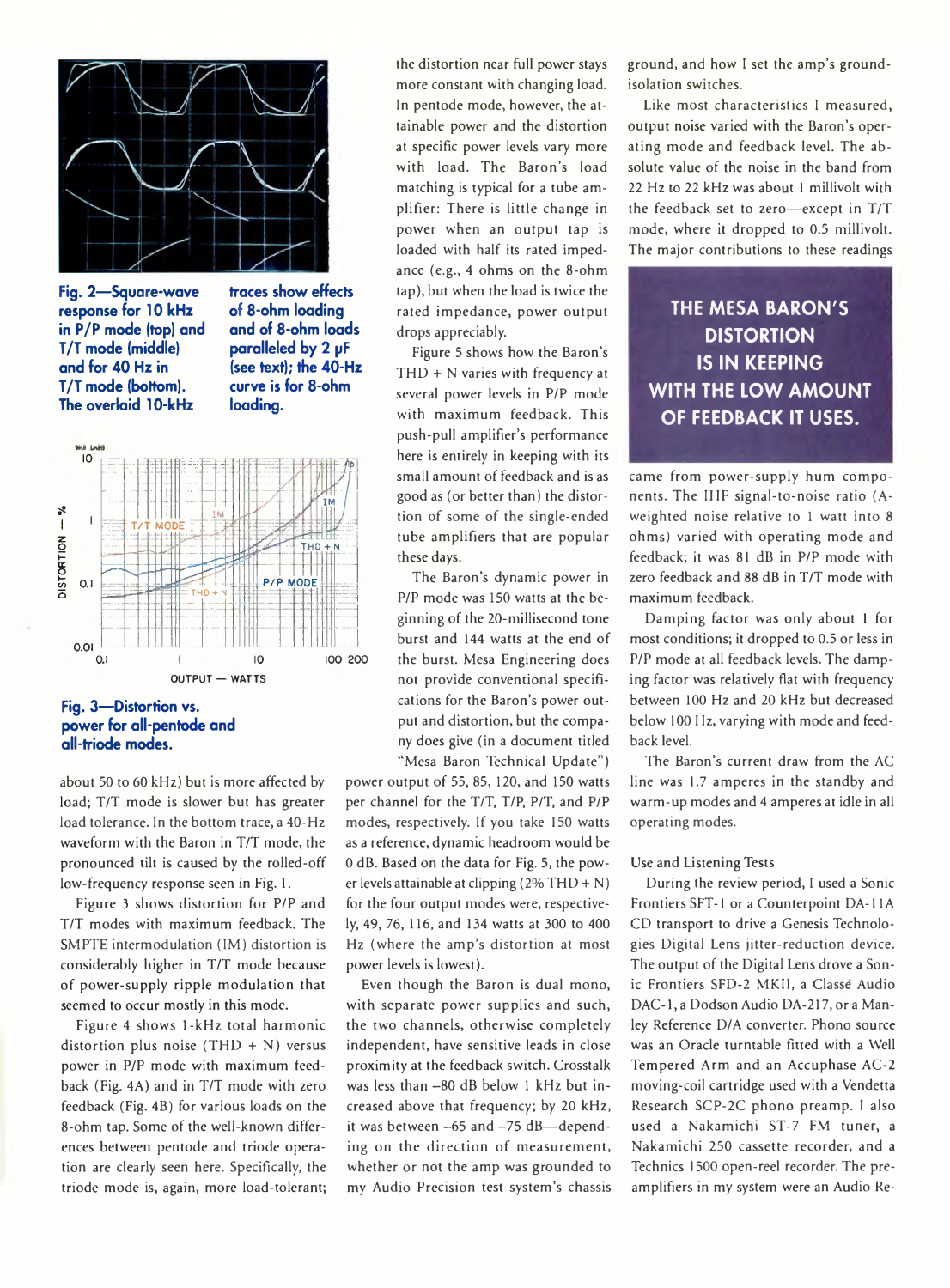Fig. 2—Square-wave response for 10 kHz in P/P mode (top) and T/T mode (middle) and for 40 Hz in T/T mode (bottom). The overlaid 10-kHz traces show effects of 8-ohm loading and of 8-ohm loads paralleled by 2 µF (see text); the 40-Hz curve is for 8-ohm loading.

Fig. 3—Distortion vs. power for all-pentode and all-triode modes.

about 50 to 60 kHz) but is more affected by load; T/T mode is slower but has greater load tolerance. In the bottom trace, a 40-Hz waveform with the Baron in T/T mode, the pronounced tilt is caused by the rolled-off low-frequency response seen in Fig. 1.

Figure 3 shows distortion for P/P and T/T modes with maximum feedback. The SMPTE intermodulation (IM) distortion is considerably higher in T/T mode because of power-supply ripple modulation that seemed to occur mostly in this mode.

Figure 4 shows 1-kHz total harmonic distortion plus noise (THD + N) versus power in P/P mode with maximum feedback (Fig. 4A) and in T/T mode with zero feedback (Fig. 4B) for various loads on the 8-ohm tap. Some of the well-known differences between pentode and triode operation are clearly seen here. Specifically, the triode mode is, again, more load-tolerant; the distortion near full power stays more constant with changing load. In pentode mode, however, the attainable power and the distortion at specific power levels vary more with load. The Baron's load matching is typical for a tube amplifier: There is little change in power when an output tap is loaded with half its rated impedance (e.g., 4 ohms on the 8-ohm tap), but when the load is twice the rated impedance, power output drops appreciably.

Figure 5 shows how the Baron's THD + N varies with frequency at several power levels in P/P mode with maximum feedback. This push-pull amplifier's performance here is entirely in keeping with its small amount of feedback and is as good as (or better than) the distortion of some of the single-ended tube amplifiers that are popular these days.

The Baron's dynamic power in P/P mode was 150 watts at the beginning of the 20-millisecond tone burst and 144 watts at the end of the burst. Mesa Engineering does not provide conventional specifications for the Baron's power output and distortion, but the company does give (in a document titled "Mesa Baron Technical Update") power output of 55, 85, 120, and 150 watts per channel for the T/T, T/P, P/T, and P/P modes, respectively. If you take 150 watts as a reference, dynamic headroom would be 0 dB. Based on the data for Fig. 5, the power levels attainable at clipping (2% THD + N) for the four output modes were, respectively, 49, 76, 116, and 134 watts at 300 to 400 Hz (where the amp's distortion at most power levels is lowest).

Even though the Baron is dual mono, with separate power supplies and such, the two channels, otherwise completely independent, have sensitive leads in close proximity at the feedback switch. Crosstalk was less than –80 dB below 1 kHz but increased above that frequency; by 20 kHz, it was between –65 and –75 dB—depending on the direction of measurement, whether or not the amp was grounded to my Audio Precision test system's chassis ground, and how I set the amp's ground-isolation switches.

Like most characteristics I measured, output noise varied with the Baron's operating mode and feedback level. The absolute value of the noise in the band from 22 Hz to 22 kHz was about 1 millivolt with the feedback set to zero—except in T/T mode, where it dropped to 0.5 millivolt. The major contributions to these readings came from power-supply hum components. The IHF signal-to-noise ratio (A-weighted noise relative to 1 watt into 8 ohms) varied with operating mode and feedback; it was 81 dB in P/P mode with zero feedback and 88 dB in T/T mode with maximum feedback.

**THE MESA BARON'S DISTORTION IS IN KEEPING WITH THE LOW AMOUNT OF FEEDBACK IT USES.**

Damping factor was only about 1 for most conditions; it dropped to 0.5 or less in P/P mode at all feedback levels. The damping factor was relatively flat with frequency between 100 Hz and 20 kHz but decreased below 100 Hz, varying with mode and feedback level.

The Baron's current draw from the AC line was 1.7 amperes in the standby and warm-up modes and 4 amperes at idle in all operating modes.

## Use and Listening Tests

During the review period, I used a Sonic Frontiers SFT-1 or a Counterpoint DA-11A CD transport to drive a Genesis Technologies Digital Lens jitter-reduction device. The output of the Digital Lens drove a Sonic Frontiers SFD-2 MKII, a Classé Audio DAC-1, a Dodson Audio DA-217, or a Manley Reference D/A converter. Phono source was an Oracle turntable fitted with a Well Tempered Arm and an Accuphase AC-2 moving-coil cartridge used with a Vendetta Research SCP-2C phono preamp. I also used a Nakamichi ST-7 FM tuner, a Nakamichi 250 cassette recorder, and a Technics 1500 open-reel recorder. The preamplifiers in my system were an Audio Re-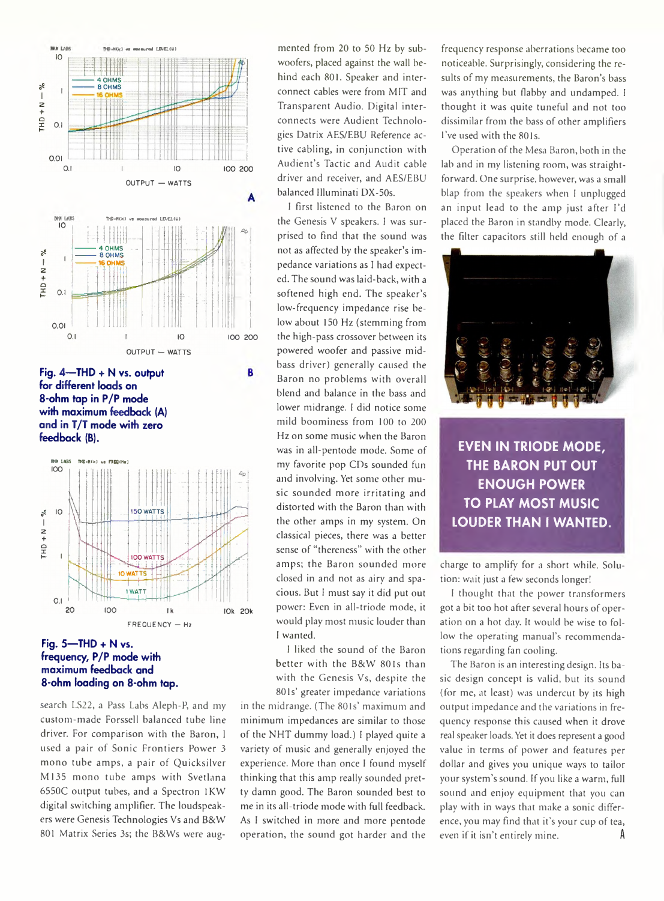AP LABS THD+N(%) vs measured LEVEL(W)

10

1

0.1

0.01

THD + N — %

4 OHMS
8 OHMS
16 OHMS

0.1 1 10 100 200

OUTPUT — WATTS

A

AP LABS THD+N(%) vs measured LEVEL(W)

10

1

0.1

0.01

THD + N — %

4 OHMS
8 OHMS
16 OHMS

0.1 1 10 100 200

OUTPUT — WATTS

B

**Fig. 4—THD + N vs. output for different loads on 8-ohm tap in P/P mode with maximum feedback (A) and in T/T mode with zero feedback (B).**

AP LABS THD+N(%) vs FREQ(Hz)

100

10

1

0.1

THD + N — %

150 WATTS
100 WATTS
10 WATTS
1 WATT

20 100 1k 10k 20k

FREQUENCY — Hz

**Fig. 5—THD + N vs. frequency, P/P mode with maximum feedback and 8-ohm loading on 8-ohm tap.**

search LS22, a Pass Labs Aleph-P, and my custom-made Forssell balanced tube line driver. For comparison with the Baron, I used a pair of Sonic Frontiers Power 3 mono tube amps, a pair of Quicksilver M135 mono tube amps with Svetlana 6550C output tubes, and a Spectron 1KW digital switching amplifier. The loudspeakers were Genesis Technologies Vs and B&W 801 Matrix Series 3s; the B&Ws were augmented from 20 to 50 Hz by subwoofers, placed against the wall behind each 801. Speaker and interconnect cables were from MIT and Transparent Audio. Digital interconnects were Audient Technologies Datrix AES/EBU Reference active cabling, in conjunction with Audient's Tactic and Audit cable driver and receiver, and AES/EBU balanced Illuminati DX-50s.

I first listened to the Baron on the Genesis V speakers. I was surprised to find that the sound was not as affected by the speaker's impedance variations as I had expected. The sound was laid-back, with a softened high end. The speaker's low-frequency impedance rise below about 150 Hz (stemming from the high-pass crossover between its powered woofer and passive midbass driver) generally caused the Baron no problems with overall blend and balance in the bass and lower midrange. I did notice some mild boominess from 100 to 200 Hz on some music when the Baron was in all-pentode mode. Some of my favorite pop CDs sounded fun and involving. Yet some other music sounded more irritating and distorted with the Baron than with the other amps in my system. On classical pieces, there was a better sense of "thereness" with the other amps; the Baron sounded more closed in and not as airy and spacious. But I must say it did put out power: Even in all-triode mode, it would play most music louder than I wanted.

I liked the sound of the Baron better with the B&W 801s than with the Genesis Vs, despite the 801s' greater impedance variations in the midrange. (The 801s' maximum and minimum impedances are similar to those of the NHT dummy load.) I played quite a variety of music and generally enjoyed the experience. More than once I found myself thinking that this amp really sounded pretty damn good. The Baron sounded best to me in its all-triode mode with full feedback. As I switched in more and more pentode operation, the sound got harder and the frequency response aberrations became too noticeable. Surprisingly, considering the results of my measurements, the Baron's bass was anything but flabby and undamped. I thought it was quite tuneful and not too dissimilar from the bass of other amplifiers I've used with the 801s.

Operation of the Mesa Baron, both in the lab and in my listening room, was straightforward. One surprise, however, was a small blap from the speakers when I unplugged an input lead to the amp just after I'd placed the Baron in standby mode. Clearly, the filter capacitors still held enough of a charge to amplify for a short while. Solution: wait just a few seconds longer!

**EVEN IN TRIODE MODE, THE BARON PUT OUT ENOUGH POWER TO PLAY MOST MUSIC LOUDER THAN I WANTED.**

I thought that the power transformers got a bit too hot after several hours of operation on a hot day. It would be wise to follow the operating manual's recommendations regarding fan cooling.

The Baron is an interesting design. Its basic design concept is valid, but its sound (for me, at least) was undercut by its high output impedance and the variations in frequency response this caused when it drove real speaker loads. Yet it does represent a good value in terms of power and features per dollar and gives you unique ways to tailor your system's sound. If you like a warm, full sound and enjoy equipment that you can play with in ways that make a sonic difference, you may find that it's your cup of tea, even if it isn't entirely mine.